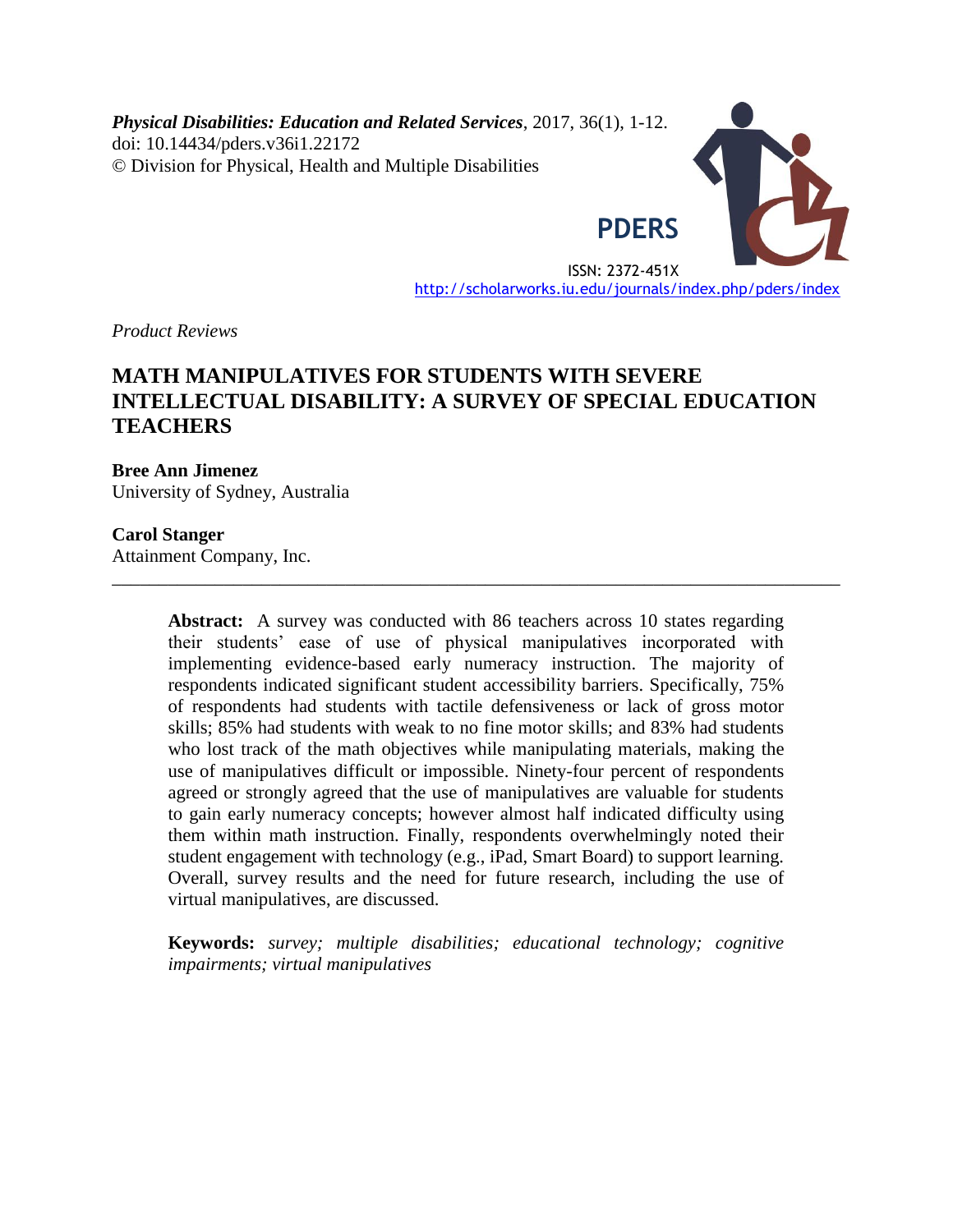*Physical Disabilities: Education and Related Services*, 2017, 36(1), 1-12.
doi: 10.14434/pders.v36i1.22172
© Division for Physical, Health and Multiple Disabilities

PDERS

ISSN: 2372-451X
http://scholarworks.iu.edu/journals/index.php/pders/index

*Product Reviews*

# MATH MANIPULATIVES FOR STUDENTS WITH SEVERE INTELLECTUAL DISABILITY: A SURVEY OF SPECIAL EDUCATION TEACHERS

**Bree Ann Jimenez**
University of Sydney, Australia

**Carol Stanger**
Attainment Company, Inc.

---

> **Abstract:** A survey was conducted with 86 teachers across 10 states regarding their students' ease of use of physical manipulatives incorporated with implementing evidence-based early numeracy instruction. The majority of respondents indicated significant student accessibility barriers. Specifically, 75% of respondents had students with tactile defensiveness or lack of gross motor skills; 85% had students with weak to no fine motor skills; and 83% had students who lost track of the math objectives while manipulating materials, making the use of manipulatives difficult or impossible. Ninety-four percent of respondents agreed or strongly agreed that the use of manipulatives are valuable for students to gain early numeracy concepts; however almost half indicated difficulty using them within math instruction. Finally, respondents overwhelmingly noted their student engagement with technology (e.g., iPad, Smart Board) to support learning. Overall, survey results and the need for future research, including the use of virtual manipulatives, are discussed.
>
> **Keywords:** *survey; multiple disabilities; educational technology; cognitive impairments; virtual manipulatives*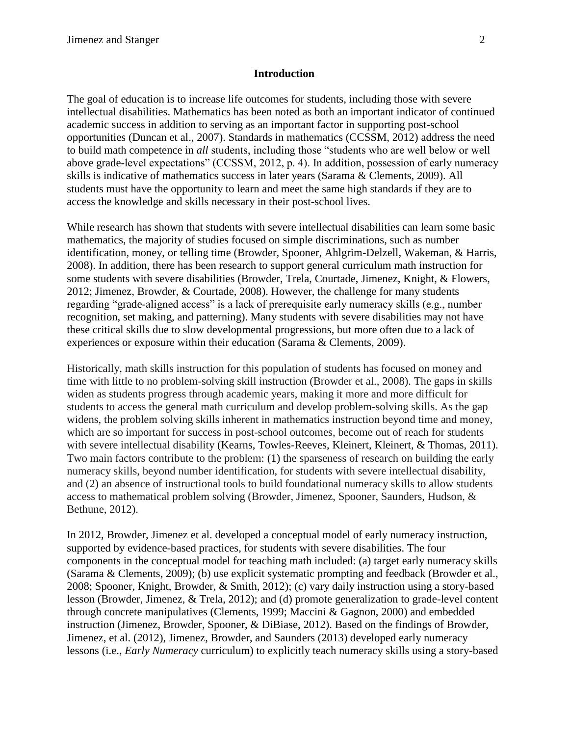## Introduction

The goal of education is to increase life outcomes for students, including those with severe intellectual disabilities. Mathematics has been noted as both an important indicator of continued academic success in addition to serving as an important factor in supporting post-school opportunities (Duncan et al., 2007). Standards in mathematics (CCSSM, 2012) address the need to build math competence in *all* students, including those "students who are well below or well above grade-level expectations" (CCSSM, 2012, p. 4). In addition, possession of early numeracy skills is indicative of mathematics success in later years (Sarama & Clements, 2009). All students must have the opportunity to learn and meet the same high standards if they are to access the knowledge and skills necessary in their post-school lives.

While research has shown that students with severe intellectual disabilities can learn some basic mathematics, the majority of studies focused on simple discriminations, such as number identification, money, or telling time (Browder, Spooner, Ahlgrim-Delzell, Wakeman, & Harris, 2008). In addition, there has been research to support general curriculum math instruction for some students with severe disabilities (Browder, Trela, Courtade, Jimenez, Knight, & Flowers, 2012; Jimenez, Browder, & Courtade, 2008). However, the challenge for many students regarding "grade-aligned access" is a lack of prerequisite early numeracy skills (e.g., number recognition, set making, and patterning). Many students with severe disabilities may not have these critical skills due to slow developmental progressions, but more often due to a lack of experiences or exposure within their education (Sarama & Clements, 2009).

Historically, math skills instruction for this population of students has focused on money and time with little to no problem-solving skill instruction (Browder et al., 2008). The gaps in skills widen as students progress through academic years, making it more and more difficult for students to access the general math curriculum and develop problem-solving skills. As the gap widens, the problem solving skills inherent in mathematics instruction beyond time and money, which are so important for success in post-school outcomes, become out of reach for students with severe intellectual disability (Kearns, Towles-Reeves, Kleinert, Kleinert, & Thomas, 2011). Two main factors contribute to the problem: (1) the sparseness of research on building the early numeracy skills, beyond number identification, for students with severe intellectual disability, and (2) an absence of instructional tools to build foundational numeracy skills to allow students access to mathematical problem solving (Browder, Jimenez, Spooner, Saunders, Hudson, & Bethune, 2012).

In 2012, Browder, Jimenez et al. developed a conceptual model of early numeracy instruction, supported by evidence-based practices, for students with severe disabilities. The four components in the conceptual model for teaching math included: (a) target early numeracy skills (Sarama & Clements, 2009); (b) use explicit systematic prompting and feedback (Browder et al., 2008; Spooner, Knight, Browder, & Smith, 2012); (c) vary daily instruction using a story-based lesson (Browder, Jimenez, & Trela, 2012); and (d) promote generalization to grade-level content through concrete manipulatives (Clements, 1999; Maccini & Gagnon, 2000) and embedded instruction (Jimenez, Browder, Spooner, & DiBiase, 2012). Based on the findings of Browder, Jimenez, et al. (2012), Jimenez, Browder, and Saunders (2013) developed early numeracy lessons (i.e., *Early Numeracy* curriculum) to explicitly teach numeracy skills using a story-based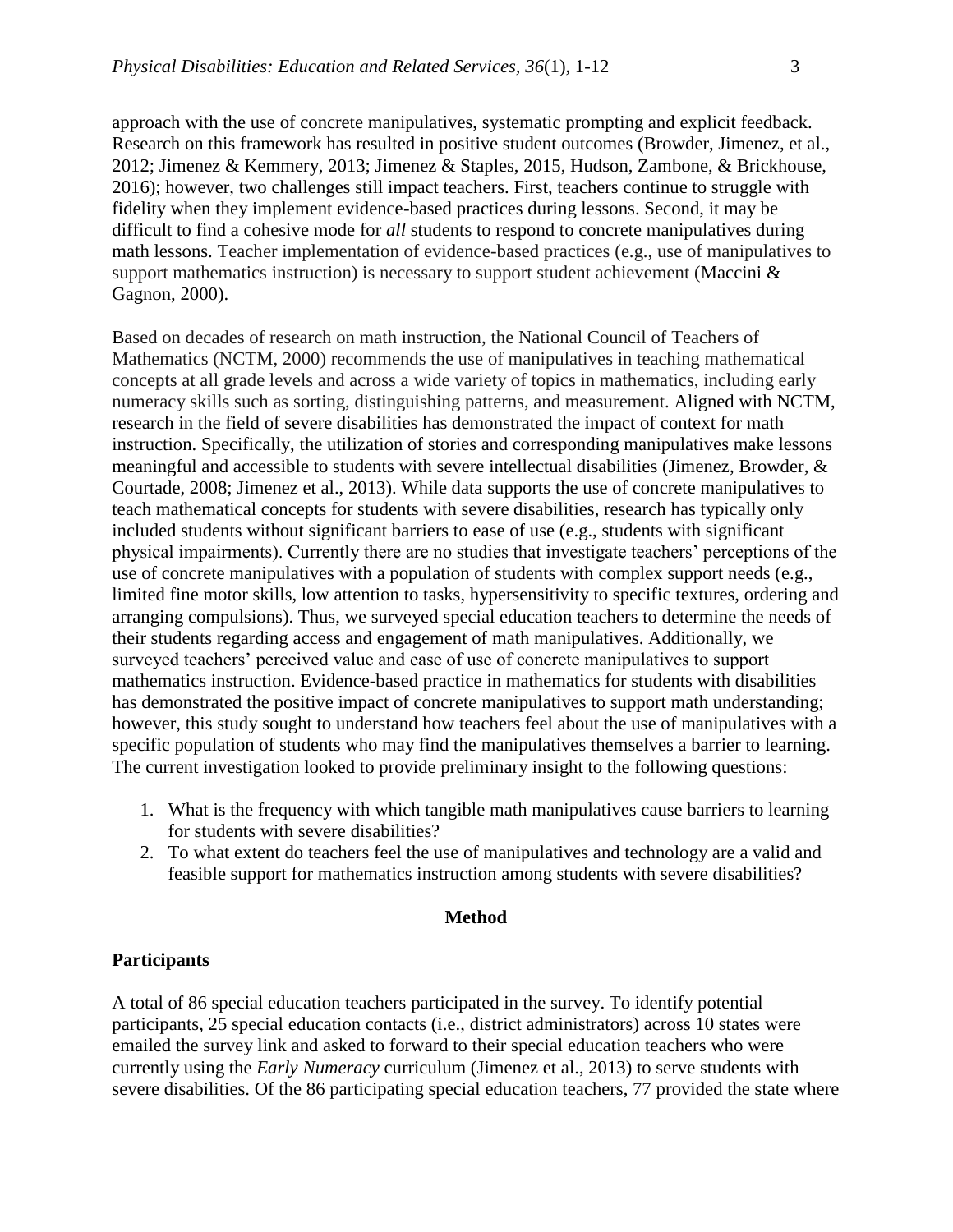approach with the use of concrete manipulatives, systematic prompting and explicit feedback. Research on this framework has resulted in positive student outcomes (Browder, Jimenez, et al., 2012; Jimenez & Kemmery, 2013; Jimenez & Staples, 2015, Hudson, Zambone, & Brickhouse, 2016); however, two challenges still impact teachers. First, teachers continue to struggle with fidelity when they implement evidence-based practices during lessons. Second, it may be difficult to find a cohesive mode for *all* students to respond to concrete manipulatives during math lessons. Teacher implementation of evidence-based practices (e.g., use of manipulatives to support mathematics instruction) is necessary to support student achievement (Maccini & Gagnon, 2000).

Based on decades of research on math instruction, the National Council of Teachers of Mathematics (NCTM, 2000) recommends the use of manipulatives in teaching mathematical concepts at all grade levels and across a wide variety of topics in mathematics, including early numeracy skills such as sorting, distinguishing patterns, and measurement. Aligned with NCTM, research in the field of severe disabilities has demonstrated the impact of context for math instruction. Specifically, the utilization of stories and corresponding manipulatives make lessons meaningful and accessible to students with severe intellectual disabilities (Jimenez, Browder, & Courtade, 2008; Jimenez et al., 2013). While data supports the use of concrete manipulatives to teach mathematical concepts for students with severe disabilities, research has typically only included students without significant barriers to ease of use (e.g., students with significant physical impairments). Currently there are no studies that investigate teachers' perceptions of the use of concrete manipulatives with a population of students with complex support needs (e.g., limited fine motor skills, low attention to tasks, hypersensitivity to specific textures, ordering and arranging compulsions). Thus, we surveyed special education teachers to determine the needs of their students regarding access and engagement of math manipulatives. Additionally, we surveyed teachers' perceived value and ease of use of concrete manipulatives to support mathematics instruction. Evidence-based practice in mathematics for students with disabilities has demonstrated the positive impact of concrete manipulatives to support math understanding; however, this study sought to understand how teachers feel about the use of manipulatives with a specific population of students who may find the manipulatives themselves a barrier to learning. The current investigation looked to provide preliminary insight to the following questions:

1. What is the frequency with which tangible math manipulatives cause barriers to learning for students with severe disabilities?
2. To what extent do teachers feel the use of manipulatives and technology are a valid and feasible support for mathematics instruction among students with severe disabilities?

## Method

### Participants

A total of 86 special education teachers participated in the survey. To identify potential participants, 25 special education contacts (i.e., district administrators) across 10 states were emailed the survey link and asked to forward to their special education teachers who were currently using the *Early Numeracy* curriculum (Jimenez et al., 2013) to serve students with severe disabilities. Of the 86 participating special education teachers, 77 provided the state where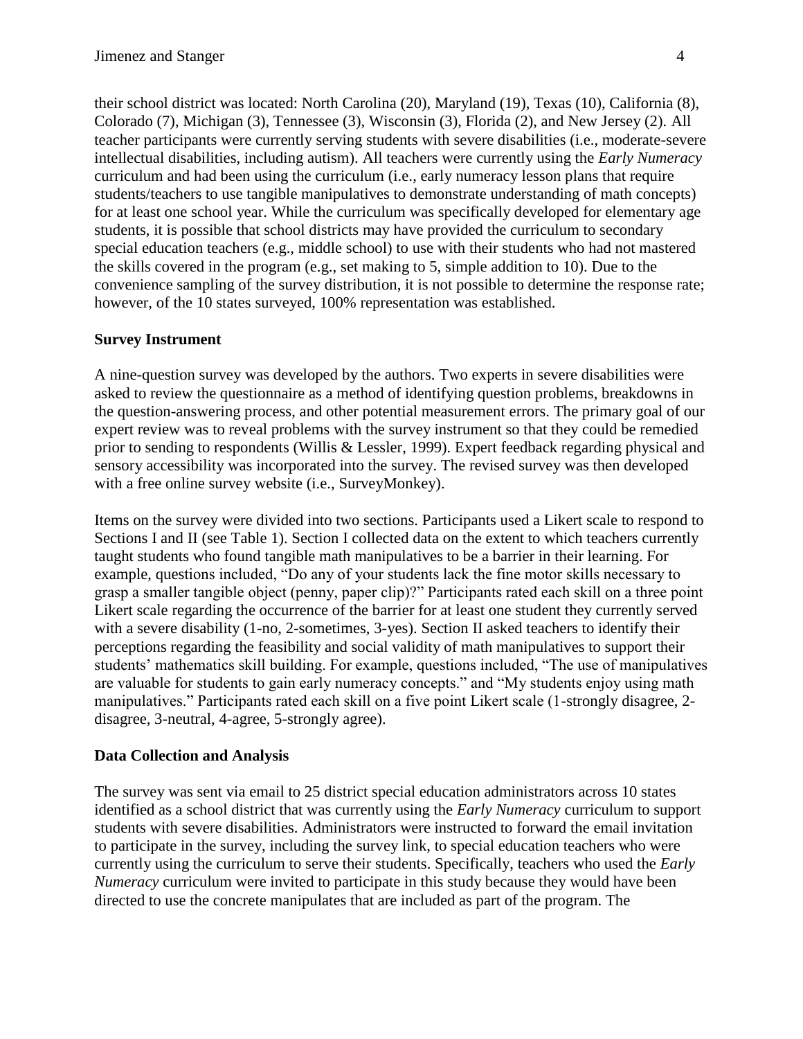their school district was located: North Carolina (20), Maryland (19), Texas (10), California (8), Colorado (7), Michigan (3), Tennessee (3), Wisconsin (3), Florida (2), and New Jersey (2). All teacher participants were currently serving students with severe disabilities (i.e., moderate-severe intellectual disabilities, including autism). All teachers were currently using the *Early Numeracy* curriculum and had been using the curriculum (i.e., early numeracy lesson plans that require students/teachers to use tangible manipulatives to demonstrate understanding of math concepts) for at least one school year. While the curriculum was specifically developed for elementary age students, it is possible that school districts may have provided the curriculum to secondary special education teachers (e.g., middle school) to use with their students who had not mastered the skills covered in the program (e.g., set making to 5, simple addition to 10). Due to the convenience sampling of the survey distribution, it is not possible to determine the response rate; however, of the 10 states surveyed, 100% representation was established.

### Survey Instrument

A nine-question survey was developed by the authors. Two experts in severe disabilities were asked to review the questionnaire as a method of identifying question problems, breakdowns in the question-answering process, and other potential measurement errors. The primary goal of our expert review was to reveal problems with the survey instrument so that they could be remedied prior to sending to respondents (Willis & Lessler, 1999). Expert feedback regarding physical and sensory accessibility was incorporated into the survey. The revised survey was then developed with a free online survey website (i.e., SurveyMonkey).

Items on the survey were divided into two sections. Participants used a Likert scale to respond to Sections I and II (see Table 1). Section I collected data on the extent to which teachers currently taught students who found tangible math manipulatives to be a barrier in their learning. For example, questions included, "Do any of your students lack the fine motor skills necessary to grasp a smaller tangible object (penny, paper clip)?" Participants rated each skill on a three point Likert scale regarding the occurrence of the barrier for at least one student they currently served with a severe disability (1-no, 2-sometimes, 3-yes). Section II asked teachers to identify their perceptions regarding the feasibility and social validity of math manipulatives to support their students' mathematics skill building. For example, questions included, "The use of manipulatives are valuable for students to gain early numeracy concepts." and "My students enjoy using math manipulatives." Participants rated each skill on a five point Likert scale (1-strongly disagree, 2-disagree, 3-neutral, 4-agree, 5-strongly agree).

### Data Collection and Analysis

The survey was sent via email to 25 district special education administrators across 10 states identified as a school district that was currently using the *Early Numeracy* curriculum to support students with severe disabilities. Administrators were instructed to forward the email invitation to participate in the survey, including the survey link, to special education teachers who were currently using the curriculum to serve their students. Specifically, teachers who used the *Early Numeracy* curriculum were invited to participate in this study because they would have been directed to use the concrete manipulates that are included as part of the program. The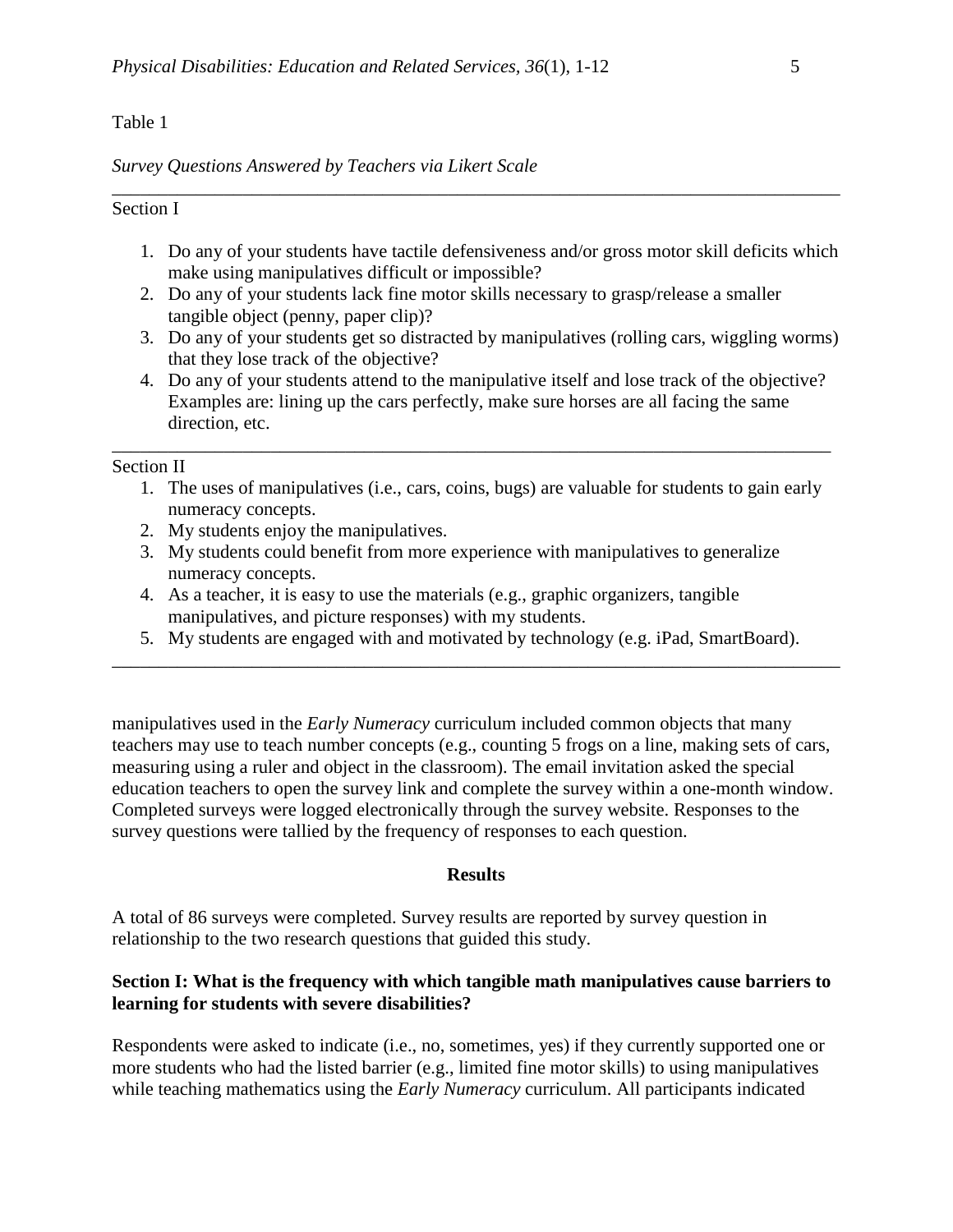Table 1

*Survey Questions Answered by Teachers via Likert Scale*

Section I

1. Do any of your students have tactile defensiveness and/or gross motor skill deficits which make using manipulatives difficult or impossible?
2. Do any of your students lack fine motor skills necessary to grasp/release a smaller tangible object (penny, paper clip)?
3. Do any of your students get so distracted by manipulatives (rolling cars, wiggling worms) that they lose track of the objective?
4. Do any of your students attend to the manipulative itself and lose track of the objective? Examples are: lining up the cars perfectly, make sure horses are all facing the same direction, etc.

Section II

1. The uses of manipulatives (i.e., cars, coins, bugs) are valuable for students to gain early numeracy concepts.
2. My students enjoy the manipulatives.
3. My students could benefit from more experience with manipulatives to generalize numeracy concepts.
4. As a teacher, it is easy to use the materials (e.g., graphic organizers, tangible manipulatives, and picture responses) with my students.
5. My students are engaged with and motivated by technology (e.g. iPad, SmartBoard).

manipulatives used in the *Early Numeracy* curriculum included common objects that many teachers may use to teach number concepts (e.g., counting 5 frogs on a line, making sets of cars, measuring using a ruler and object in the classroom). The email invitation asked the special education teachers to open the survey link and complete the survey within a one-month window. Completed surveys were logged electronically through the survey website. Responses to the survey questions were tallied by the frequency of responses to each question.

## Results

A total of 86 surveys were completed. Survey results are reported by survey question in relationship to the two research questions that guided this study.

### Section I: What is the frequency with which tangible math manipulatives cause barriers to learning for students with severe disabilities?

Respondents were asked to indicate (i.e., no, sometimes, yes) if they currently supported one or more students who had the listed barrier (e.g., limited fine motor skills) to using manipulatives while teaching mathematics using the *Early Numeracy* curriculum. All participants indicated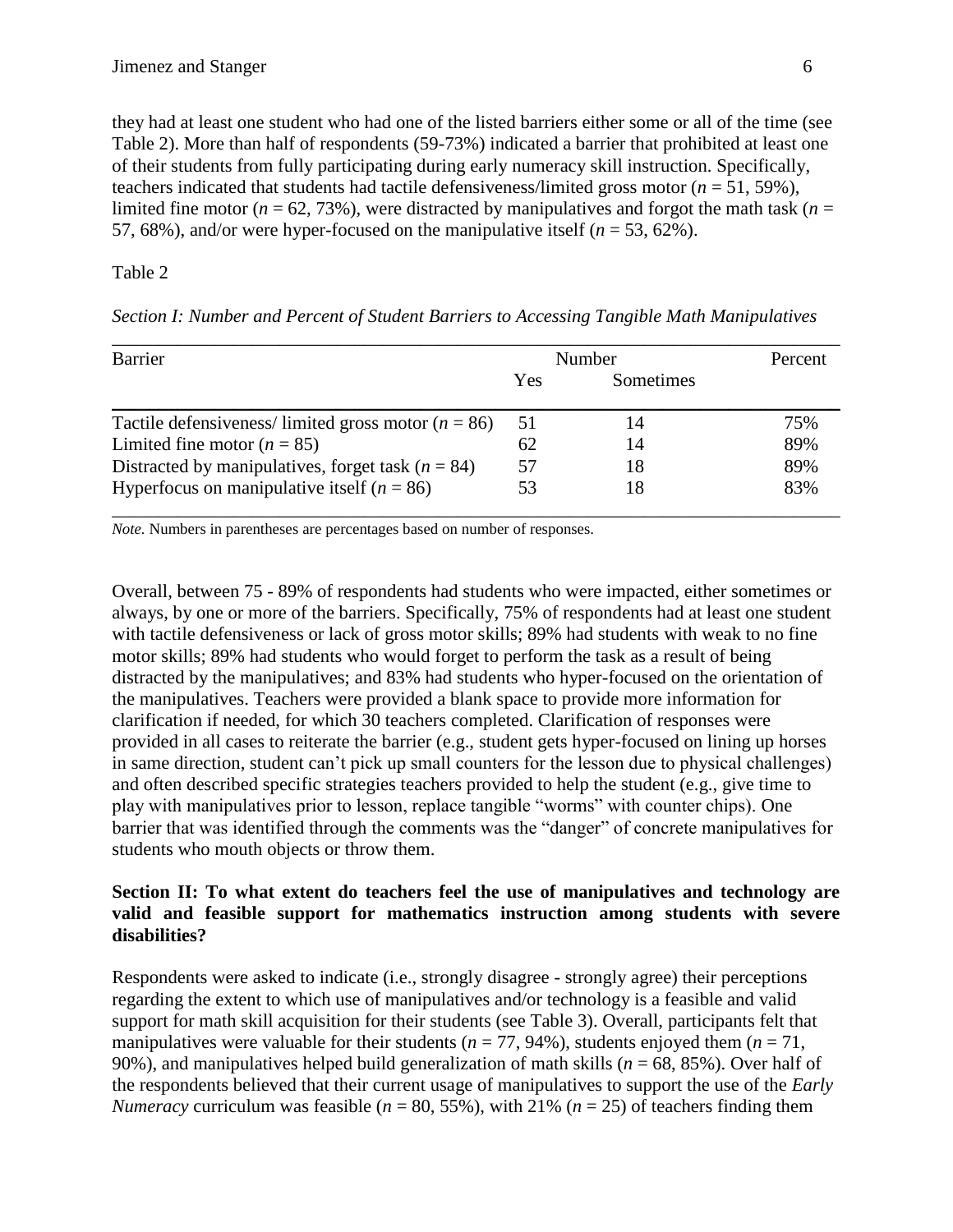they had at least one student who had one of the listed barriers either some or all of the time (see Table 2). More than half of respondents (59-73%) indicated a barrier that prohibited at least one of their students from fully participating during early numeracy skill instruction. Specifically, teachers indicated that students had tactile defensiveness/limited gross motor ($n$ = 51, 59%), limited fine motor ($n$ = 62, 73%), were distracted by manipulatives and forgot the math task ($n$ = 57, 68%), and/or were hyper-focused on the manipulative itself ($n$ = 53, 62%).

Table 2

*Section I: Number and Percent of Student Barriers to Accessing Tangible Math Manipulatives*

| Barrier | Number | | Percent |
|---|---|---|---|
| | Yes | Sometimes | |
| Tactile defensiveness/ limited gross motor ($n$ = 86) | 51 | 14 | 75% |
| Limited fine motor ($n$ = 85) | 62 | 14 | 89% |
| Distracted by manipulatives, forget task ($n$ = 84) | 57 | 18 | 89% |
| Hyperfocus on manipulative itself ($n$ = 86) | 53 | 18 | 83% |

*Note.* Numbers in parentheses are percentages based on number of responses.

Overall, between 75 - 89% of respondents had students who were impacted, either sometimes or always, by one or more of the barriers. Specifically, 75% of respondents had at least one student with tactile defensiveness or lack of gross motor skills; 89% had students with weak to no fine motor skills; 89% had students who would forget to perform the task as a result of being distracted by the manipulatives; and 83% had students who hyper-focused on the orientation of the manipulatives. Teachers were provided a blank space to provide more information for clarification if needed, for which 30 teachers completed. Clarification of responses were provided in all cases to reiterate the barrier (e.g., student gets hyper-focused on lining up horses in same direction, student can't pick up small counters for the lesson due to physical challenges) and often described specific strategies teachers provided to help the student (e.g., give time to play with manipulatives prior to lesson, replace tangible "worms" with counter chips). One barrier that was identified through the comments was the "danger" of concrete manipulatives for students who mouth objects or throw them.

**Section II: To what extent do teachers feel the use of manipulatives and technology are valid and feasible support for mathematics instruction among students with severe disabilities?**

Respondents were asked to indicate (i.e., strongly disagree - strongly agree) their perceptions regarding the extent to which use of manipulatives and/or technology is a feasible and valid support for math skill acquisition for their students (see Table 3). Overall, participants felt that manipulatives were valuable for their students ($n$ = 77, 94%), students enjoyed them ($n$ = 71, 90%), and manipulatives helped build generalization of math skills ($n$ = 68, 85%). Over half of the respondents believed that their current usage of manipulatives to support the use of the *Early Numeracy* curriculum was feasible ($n$ = 80, 55%), with 21% ($n$ = 25) of teachers finding them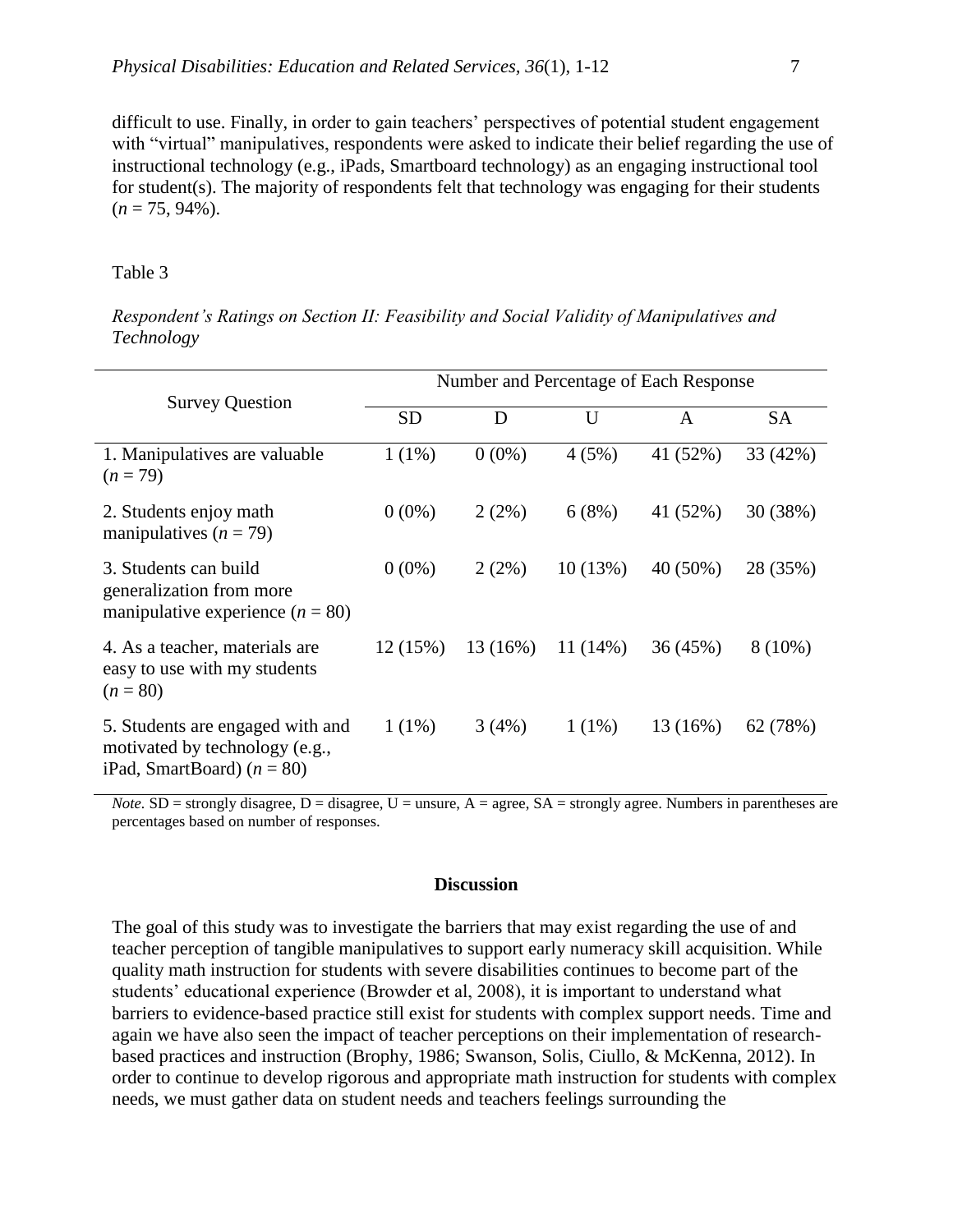difficult to use. Finally, in order to gain teachers' perspectives of potential student engagement with "virtual" manipulatives, respondents were asked to indicate their belief regarding the use of instructional technology (e.g., iPads, Smartboard technology) as an engaging instructional tool for student(s). The majority of respondents felt that technology was engaging for their students ($n$ = 75, 94%).

Table 3

*Respondent's Ratings on Section II: Feasibility and Social Validity of Manipulatives and Technology*

| Survey Question | Number and Percentage of Each Response | | | | |
|---|---|---|---|---|---|
| | SD | D | U | A | SA |
| 1. Manipulatives are valuable ($n$ = 79) | 1 (1%) | 0 (0%) | 4 (5%) | 41 (52%) | 33 (42%) |
| 2. Students enjoy math manipulatives ($n$ = 79) | 0 (0%) | 2 (2%) | 6 (8%) | 41 (52%) | 30 (38%) |
| 3. Students can build generalization from more manipulative experience ($n$ = 80) | 0 (0%) | 2 (2%) | 10 (13%) | 40 (50%) | 28 (35%) |
| 4. As a teacher, materials are easy to use with my students ($n$ = 80) | 12 (15%) | 13 (16%) | 11 (14%) | 36 (45%) | 8 (10%) |
| 5. Students are engaged with and motivated by technology (e.g., iPad, SmartBoard) ($n$ = 80) | 1 (1%) | 3 (4%) | 1 (1%) | 13 (16%) | 62 (78%) |

*Note.* SD = strongly disagree, D = disagree, U = unsure, A = agree, SA = strongly agree. Numbers in parentheses are percentages based on number of responses.

## Discussion

The goal of this study was to investigate the barriers that may exist regarding the use of and teacher perception of tangible manipulatives to support early numeracy skill acquisition. While quality math instruction for students with severe disabilities continues to become part of the students' educational experience (Browder et al, 2008), it is important to understand what barriers to evidence-based practice still exist for students with complex support needs. Time and again we have also seen the impact of teacher perceptions on their implementation of research-based practices and instruction (Brophy, 1986; Swanson, Solis, Ciullo, & McKenna, 2012). In order to continue to develop rigorous and appropriate math instruction for students with complex needs, we must gather data on student needs and teachers feelings surrounding the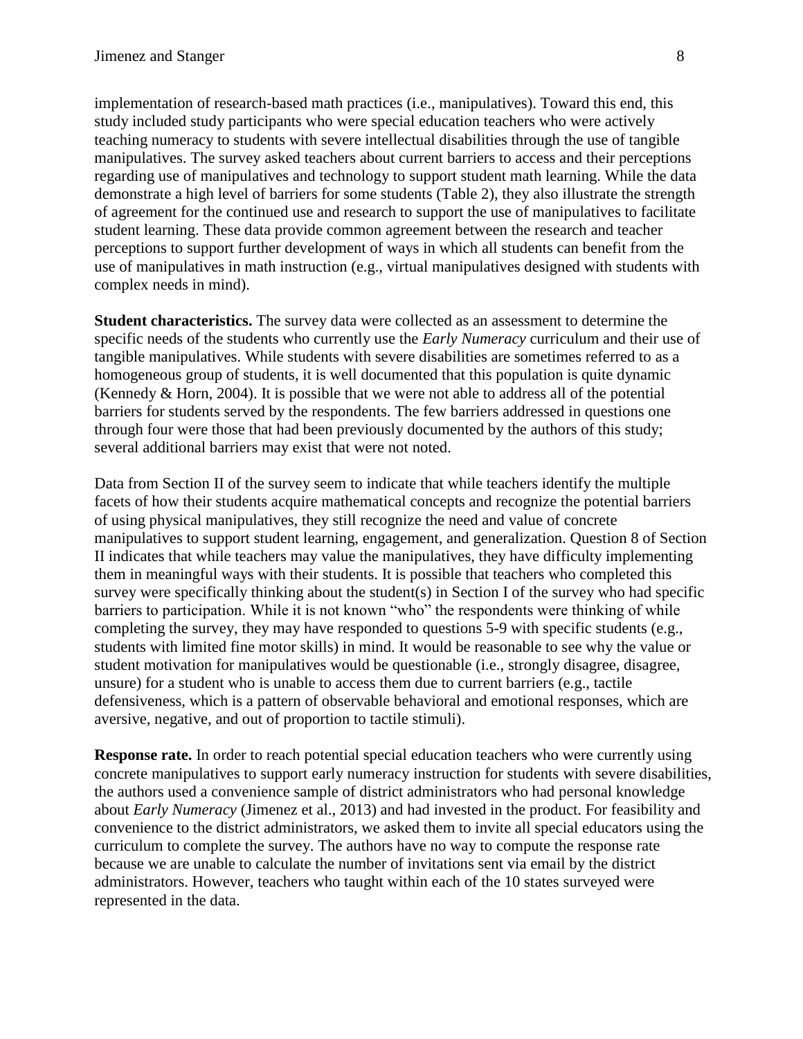implementation of research-based math practices (i.e., manipulatives). Toward this end, this study included study participants who were special education teachers who were actively teaching numeracy to students with severe intellectual disabilities through the use of tangible manipulatives. The survey asked teachers about current barriers to access and their perceptions regarding use of manipulatives and technology to support student math learning. While the data demonstrate a high level of barriers for some students (Table 2), they also illustrate the strength of agreement for the continued use and research to support the use of manipulatives to facilitate student learning. These data provide common agreement between the research and teacher perceptions to support further development of ways in which all students can benefit from the use of manipulatives in math instruction (e.g., virtual manipulatives designed with students with complex needs in mind).

**Student characteristics.** The survey data were collected as an assessment to determine the specific needs of the students who currently use the *Early Numeracy* curriculum and their use of tangible manipulatives. While students with severe disabilities are sometimes referred to as a homogeneous group of students, it is well documented that this population is quite dynamic (Kennedy & Horn, 2004). It is possible that we were not able to address all of the potential barriers for students served by the respondents. The few barriers addressed in questions one through four were those that had been previously documented by the authors of this study; several additional barriers may exist that were not noted.

Data from Section II of the survey seem to indicate that while teachers identify the multiple facets of how their students acquire mathematical concepts and recognize the potential barriers of using physical manipulatives, they still recognize the need and value of concrete manipulatives to support student learning, engagement, and generalization. Question 8 of Section II indicates that while teachers may value the manipulatives, they have difficulty implementing them in meaningful ways with their students. It is possible that teachers who completed this survey were specifically thinking about the student(s) in Section I of the survey who had specific barriers to participation. While it is not known "who" the respondents were thinking of while completing the survey, they may have responded to questions 5-9 with specific students (e.g., students with limited fine motor skills) in mind. It would be reasonable to see why the value or student motivation for manipulatives would be questionable (i.e., strongly disagree, disagree, unsure) for a student who is unable to access them due to current barriers (e.g., tactile defensiveness, which is a pattern of observable behavioral and emotional responses, which are aversive, negative, and out of proportion to tactile stimuli).

**Response rate.** In order to reach potential special education teachers who were currently using concrete manipulatives to support early numeracy instruction for students with severe disabilities, the authors used a convenience sample of district administrators who had personal knowledge about *Early Numeracy* (Jimenez et al., 2013) and had invested in the product. For feasibility and convenience to the district administrators, we asked them to invite all special educators using the curriculum to complete the survey. The authors have no way to compute the response rate because we are unable to calculate the number of invitations sent via email by the district administrators. However, teachers who taught within each of the 10 states surveyed were represented in the data.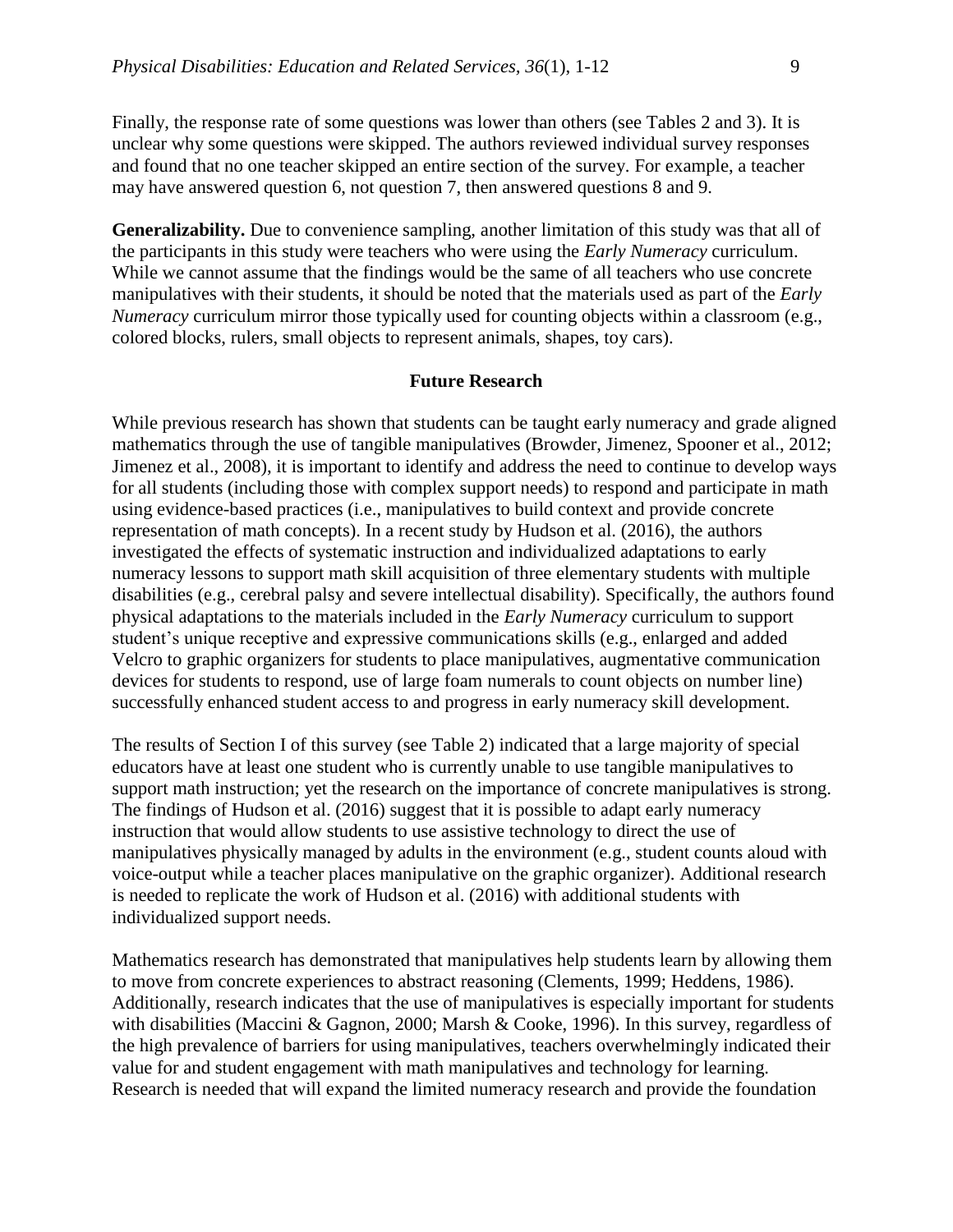Finally, the response rate of some questions was lower than others (see Tables 2 and 3). It is unclear why some questions were skipped. The authors reviewed individual survey responses and found that no one teacher skipped an entire section of the survey. For example, a teacher may have answered question 6, not question 7, then answered questions 8 and 9.

**Generalizability.** Due to convenience sampling, another limitation of this study was that all of the participants in this study were teachers who were using the *Early Numeracy* curriculum. While we cannot assume that the findings would be the same of all teachers who use concrete manipulatives with their students, it should be noted that the materials used as part of the *Early Numeracy* curriculum mirror those typically used for counting objects within a classroom (e.g., colored blocks, rulers, small objects to represent animals, shapes, toy cars).

## Future Research

While previous research has shown that students can be taught early numeracy and grade aligned mathematics through the use of tangible manipulatives (Browder, Jimenez, Spooner et al., 2012; Jimenez et al., 2008), it is important to identify and address the need to continue to develop ways for all students (including those with complex support needs) to respond and participate in math using evidence-based practices (i.e., manipulatives to build context and provide concrete representation of math concepts). In a recent study by Hudson et al. (2016), the authors investigated the effects of systematic instruction and individualized adaptations to early numeracy lessons to support math skill acquisition of three elementary students with multiple disabilities (e.g., cerebral palsy and severe intellectual disability). Specifically, the authors found physical adaptations to the materials included in the *Early Numeracy* curriculum to support student's unique receptive and expressive communications skills (e.g., enlarged and added Velcro to graphic organizers for students to place manipulatives, augmentative communication devices for students to respond, use of large foam numerals to count objects on number line) successfully enhanced student access to and progress in early numeracy skill development.

The results of Section I of this survey (see Table 2) indicated that a large majority of special educators have at least one student who is currently unable to use tangible manipulatives to support math instruction; yet the research on the importance of concrete manipulatives is strong. The findings of Hudson et al. (2016) suggest that it is possible to adapt early numeracy instruction that would allow students to use assistive technology to direct the use of manipulatives physically managed by adults in the environment (e.g., student counts aloud with voice-output while a teacher places manipulative on the graphic organizer). Additional research is needed to replicate the work of Hudson et al. (2016) with additional students with individualized support needs.

Mathematics research has demonstrated that manipulatives help students learn by allowing them to move from concrete experiences to abstract reasoning (Clements, 1999; Heddens, 1986). Additionally, research indicates that the use of manipulatives is especially important for students with disabilities (Maccini & Gagnon, 2000; Marsh & Cooke, 1996). In this survey, regardless of the high prevalence of barriers for using manipulatives, teachers overwhelmingly indicated their value for and student engagement with math manipulatives and technology for learning. Research is needed that will expand the limited numeracy research and provide the foundation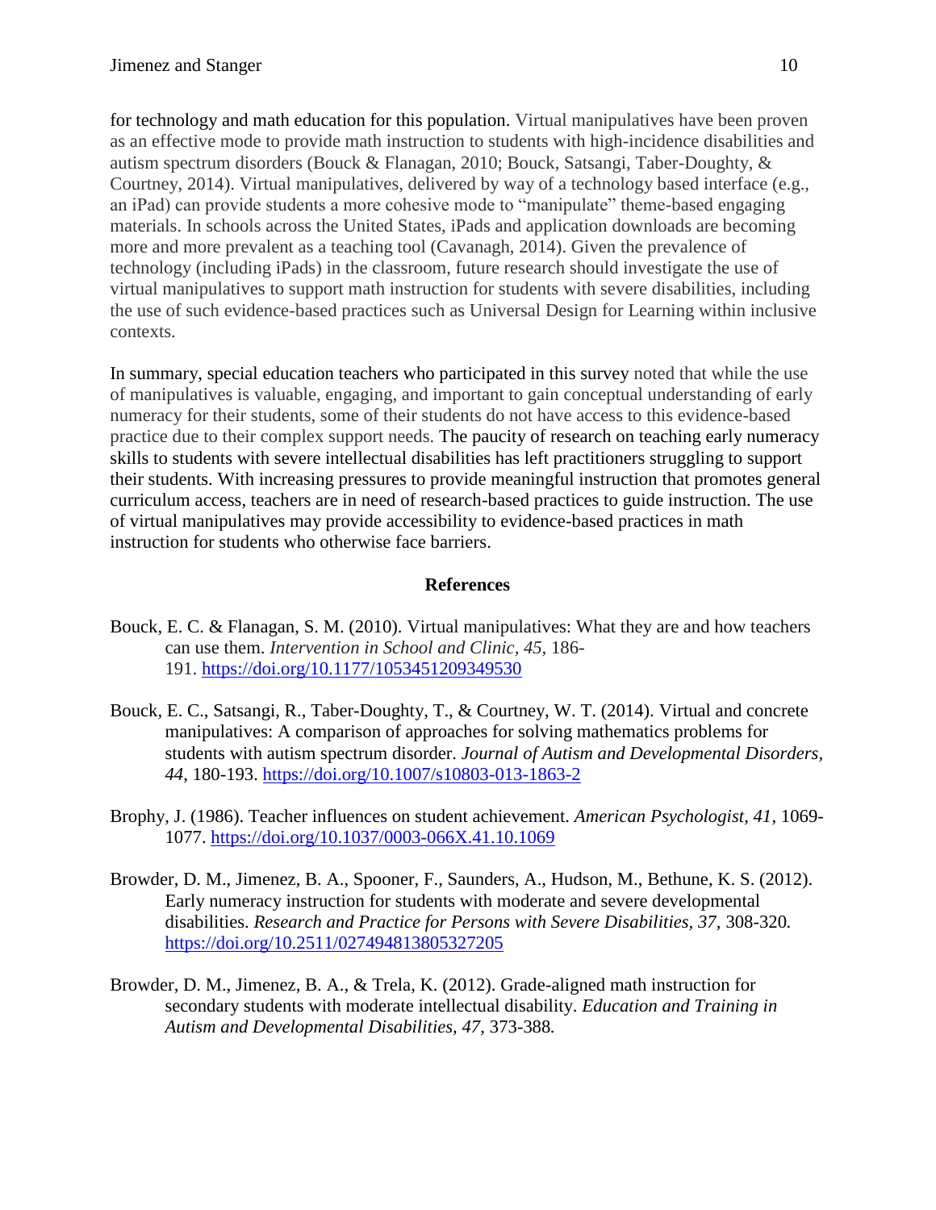for technology and math education for this population. Virtual manipulatives have been proven as an effective mode to provide math instruction to students with high-incidence disabilities and autism spectrum disorders (Bouck & Flanagan, 2010; Bouck, Satsangi, Taber-Doughty, & Courtney, 2014). Virtual manipulatives, delivered by way of a technology based interface (e.g., an iPad) can provide students a more cohesive mode to "manipulate" theme-based engaging materials. In schools across the United States, iPads and application downloads are becoming more and more prevalent as a teaching tool (Cavanagh, 2014). Given the prevalence of technology (including iPads) in the classroom, future research should investigate the use of virtual manipulatives to support math instruction for students with severe disabilities, including the use of such evidence-based practices such as Universal Design for Learning within inclusive contexts.

In summary, special education teachers who participated in this survey noted that while the use of manipulatives is valuable, engaging, and important to gain conceptual understanding of early numeracy for their students, some of their students do not have access to this evidence-based practice due to their complex support needs. The paucity of research on teaching early numeracy skills to students with severe intellectual disabilities has left practitioners struggling to support their students. With increasing pressures to provide meaningful instruction that promotes general curriculum access, teachers are in need of research-based practices to guide instruction. The use of virtual manipulatives may provide accessibility to evidence-based practices in math instruction for students who otherwise face barriers.

## References

Bouck, E. C. & Flanagan, S. M. (2010). Virtual manipulatives: What they are and how teachers can use them. *Intervention in School and Clinic, 45*, 186-191. https://doi.org/10.1177/1053451209349530

Bouck, E. C., Satsangi, R., Taber-Doughty, T., & Courtney, W. T. (2014). Virtual and concrete manipulatives: A comparison of approaches for solving mathematics problems for students with autism spectrum disorder. *Journal of Autism and Developmental Disorders, 44*, 180-193. https://doi.org/10.1007/s10803-013-1863-2

Brophy, J. (1986). Teacher influences on student achievement. *American Psychologist, 41*, 1069-1077. https://doi.org/10.1037/0003-066X.41.10.1069

Browder, D. M., Jimenez, B. A., Spooner, F., Saunders, A., Hudson, M., Bethune, K. S. (2012). Early numeracy instruction for students with moderate and severe developmental disabilities. *Research and Practice for Persons with Severe Disabilities, 37,* 308-320. https://doi.org/10.2511/027494813805327205

Browder, D. M., Jimenez, B. A., & Trela, K. (2012). Grade-aligned math instruction for secondary students with moderate intellectual disability. *Education and Training in Autism and Developmental Disabilities, 47,* 373-388.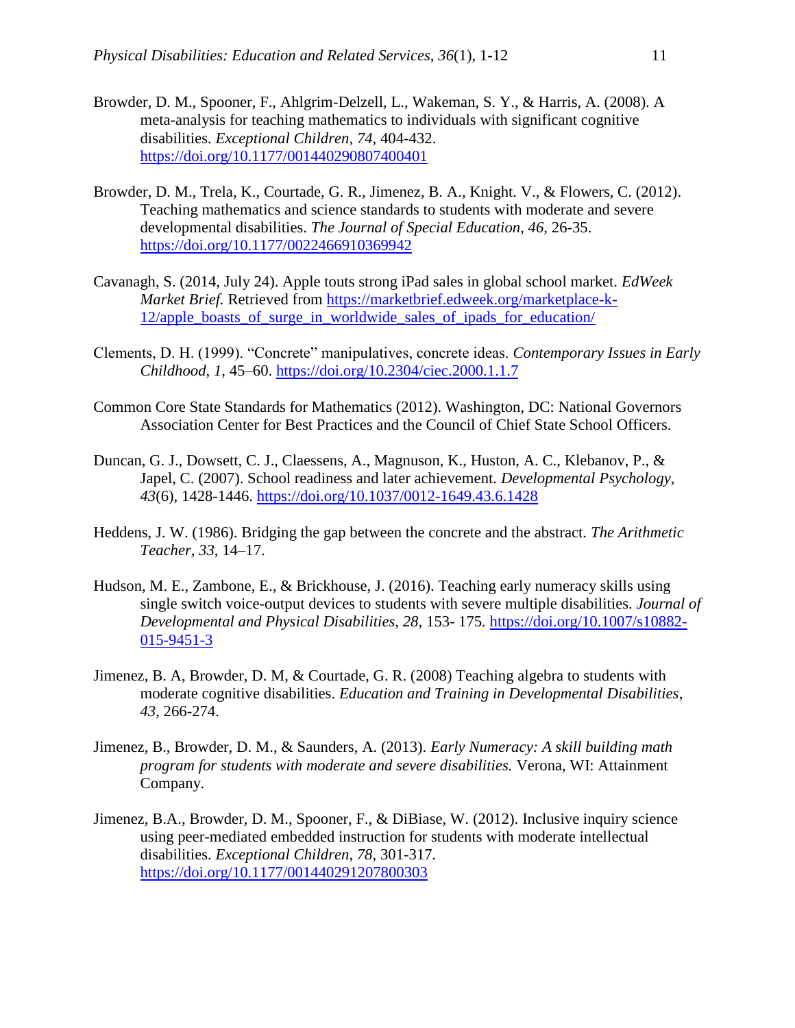Browder, D. M., Spooner, F., Ahlgrim-Delzell, L., Wakeman, S. Y., & Harris, A. (2008). A meta-analysis for teaching mathematics to individuals with significant cognitive disabilities. *Exceptional Children*, *74*, 404-432. https://doi.org/10.1177/001440290807400401

Browder, D. M., Trela, K., Courtade, G. R., Jimenez, B. A., Knight. V., & Flowers, C. (2012). Teaching mathematics and science standards to students with moderate and severe developmental disabilities. *The Journal of Special Education*, *46*, 26-35. https://doi.org/10.1177/0022466910369942

Cavanagh, S. (2014, July 24). Apple touts strong iPad sales in global school market. *EdWeek Market Brief.* Retrieved from https://marketbrief.edweek.org/marketplace-k-12/apple_boasts_of_surge_in_worldwide_sales_of_ipads_for_education/

Clements, D. H. (1999). "Concrete" manipulatives, concrete ideas. *Contemporary Issues in Early Childhood*, *1*, 45–60. https://doi.org/10.2304/ciec.2000.1.1.7

Common Core State Standards for Mathematics (2012). Washington, DC: National Governors Association Center for Best Practices and the Council of Chief State School Officers.

Duncan, G. J., Dowsett, C. J., Claessens, A., Magnuson, K., Huston, A. C., Klebanov, P., & Japel, C. (2007). School readiness and later achievement. *Developmental Psychology*, *43*(6), 1428-1446. https://doi.org/10.1037/0012-1649.43.6.1428

Heddens, J. W. (1986). Bridging the gap between the concrete and the abstract. *The Arithmetic Teacher*, *33*, 14–17.

Hudson, M. E., Zambone, E., & Brickhouse, J. (2016). Teaching early numeracy skills using single switch voice-output devices to students with severe multiple disabilities. *Journal of Developmental and Physical Disabilities, 28*, 153- 175. https://doi.org/10.1007/s10882-015-9451-3

Jimenez, B. A, Browder, D. M, & Courtade, G. R. (2008) Teaching algebra to students with moderate cognitive disabilities. *Education and Training in Developmental Disabilities*, *43*, 266-274.

Jimenez, B., Browder, D. M., & Saunders, A. (2013). *Early Numeracy: A skill building math program for students with moderate and severe disabilities.* Verona, WI: Attainment Company.

Jimenez, B.A., Browder, D. M., Spooner, F., & DiBiase, W. (2012). Inclusive inquiry science using peer-mediated embedded instruction for students with moderate intellectual disabilities. *Exceptional Children, 78*, 301-317. https://doi.org/10.1177/001440291207800303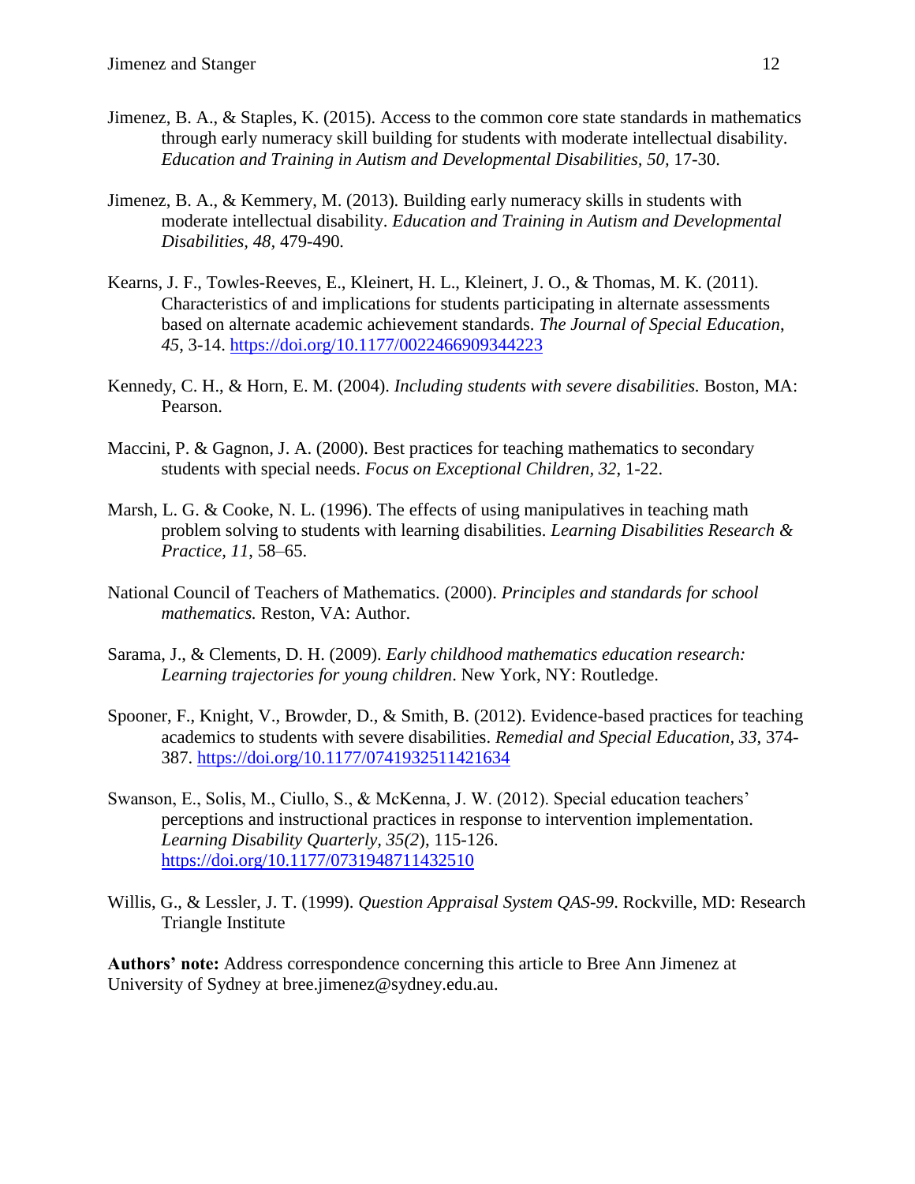Jimenez, B. A., & Staples, K. (2015). Access to the common core state standards in mathematics through early numeracy skill building for students with moderate intellectual disability. *Education and Training in Autism and Developmental Disabilities, 50,* 17-30.

Jimenez, B. A., & Kemmery, M. (2013). Building early numeracy skills in students with moderate intellectual disability. *Education and Training in Autism and Developmental Disabilities, 48,* 479-490.

Kearns, J. F., Towles-Reeves, E., Kleinert, H. L., Kleinert, J. O., & Thomas, M. K. (2011). Characteristics of and implications for students participating in alternate assessments based on alternate academic achievement standards. *The Journal of Special Education*, *45*, 3-14. https://doi.org/10.1177/0022466909344223

Kennedy, C. H., & Horn, E. M. (2004). *Including students with severe disabilities.* Boston, MA: Pearson.

Maccini, P. & Gagnon, J. A. (2000). Best practices for teaching mathematics to secondary students with special needs. *Focus on Exceptional Children, 32,* 1-22.

Marsh, L. G. & Cooke, N. L. (1996). The effects of using manipulatives in teaching math problem solving to students with learning disabilities. *Learning Disabilities Research & Practice, 11,* 58–65.

National Council of Teachers of Mathematics. (2000). *Principles and standards for school mathematics.* Reston, VA: Author.

Sarama, J., & Clements, D. H. (2009). *Early childhood mathematics education research: Learning trajectories for young children*. New York, NY: Routledge.

Spooner, F., Knight, V., Browder, D., & Smith, B. (2012). Evidence-based practices for teaching academics to students with severe disabilities. *Remedial and Special Education*, *33*, 374-387. https://doi.org/10.1177/0741932511421634

Swanson, E., Solis, M., Ciullo, S., & McKenna, J. W. (2012). Special education teachers' perceptions and instructional practices in response to intervention implementation. *Learning Disability Quarterly, 35(2*), 115-126. https://doi.org/10.1177/0731948711432510

Willis, G., & Lessler, J. T. (1999). *Question Appraisal System QAS-99*. Rockville, MD: Research Triangle Institute

**Authors' note:** Address correspondence concerning this article to Bree Ann Jimenez at University of Sydney at bree.jimenez@sydney.edu.au.